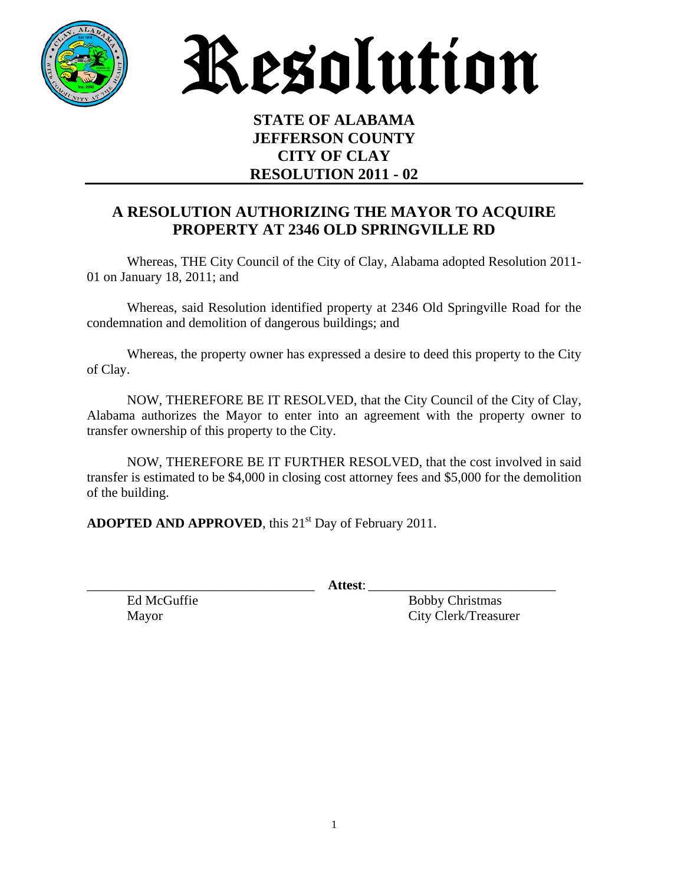# Resolution

**STATE OF ALABAMA**
**JEFFERSON COUNTY**
**CITY OF CLAY**
**RESOLUTION 2011 - 02**

## A RESOLUTION AUTHORIZING THE MAYOR TO ACQUIRE PROPERTY AT 2346 OLD SPRINGVILLE RD

Whereas, THE City Council of the City of Clay, Alabama adopted Resolution 2011-01 on January 18, 2011; and

Whereas, said Resolution identified property at 2346 Old Springville Road for the condemnation and demolition of dangerous buildings; and

Whereas, the property owner has expressed a desire to deed this property to the City of Clay.

NOW, THEREFORE BE IT RESOLVED, that the City Council of the City of Clay, Alabama authorizes the Mayor to enter into an agreement with the property owner to transfer ownership of this property to the City.

NOW, THEREFORE BE IT FURTHER RESOLVED, that the cost involved in said transfer is estimated to be $4,000 in closing cost attorney fees and $5,000 for the demolition of the building.

**ADOPTED AND APPROVED**, this 21st Day of February 2011.

\_\_\_\_\_\_\_\_\_\_\_\_\_\_\_\_\_\_\_\_\_\_\_\_\_\_\_\_\_\_\_\_\_\_ **Attest**: \_\_\_\_\_\_\_\_\_\_\_\_\_\_\_\_\_\_\_\_\_\_\_\_\_\_\_\_

Ed McGuffie
Mayor

Bobby Christmas
City Clerk/Treasurer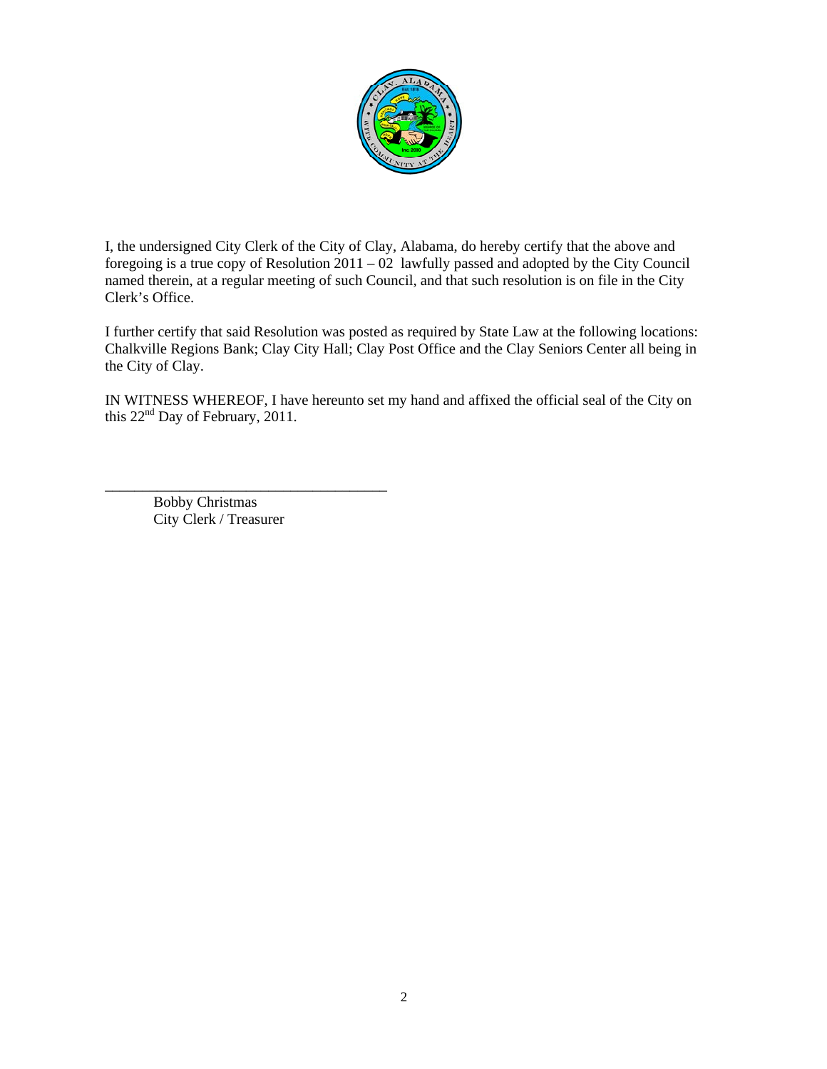I, the undersigned City Clerk of the City of Clay, Alabama, do hereby certify that the above and foregoing is a true copy of Resolution 2011 – 02 lawfully passed and adopted by the City Council named therein, at a regular meeting of such Council, and that such resolution is on file in the City Clerk's Office.

I further certify that said Resolution was posted as required by State Law at the following locations: Chalkville Regions Bank; Clay City Hall; Clay Post Office and the Clay Seniors Center all being in the City of Clay.

IN WITNESS WHEREOF, I have hereunto set my hand and affixed the official seal of the City on this 22nd Day of February, 2011.

______________________________________

Bobby Christmas
City Clerk / Treasurer